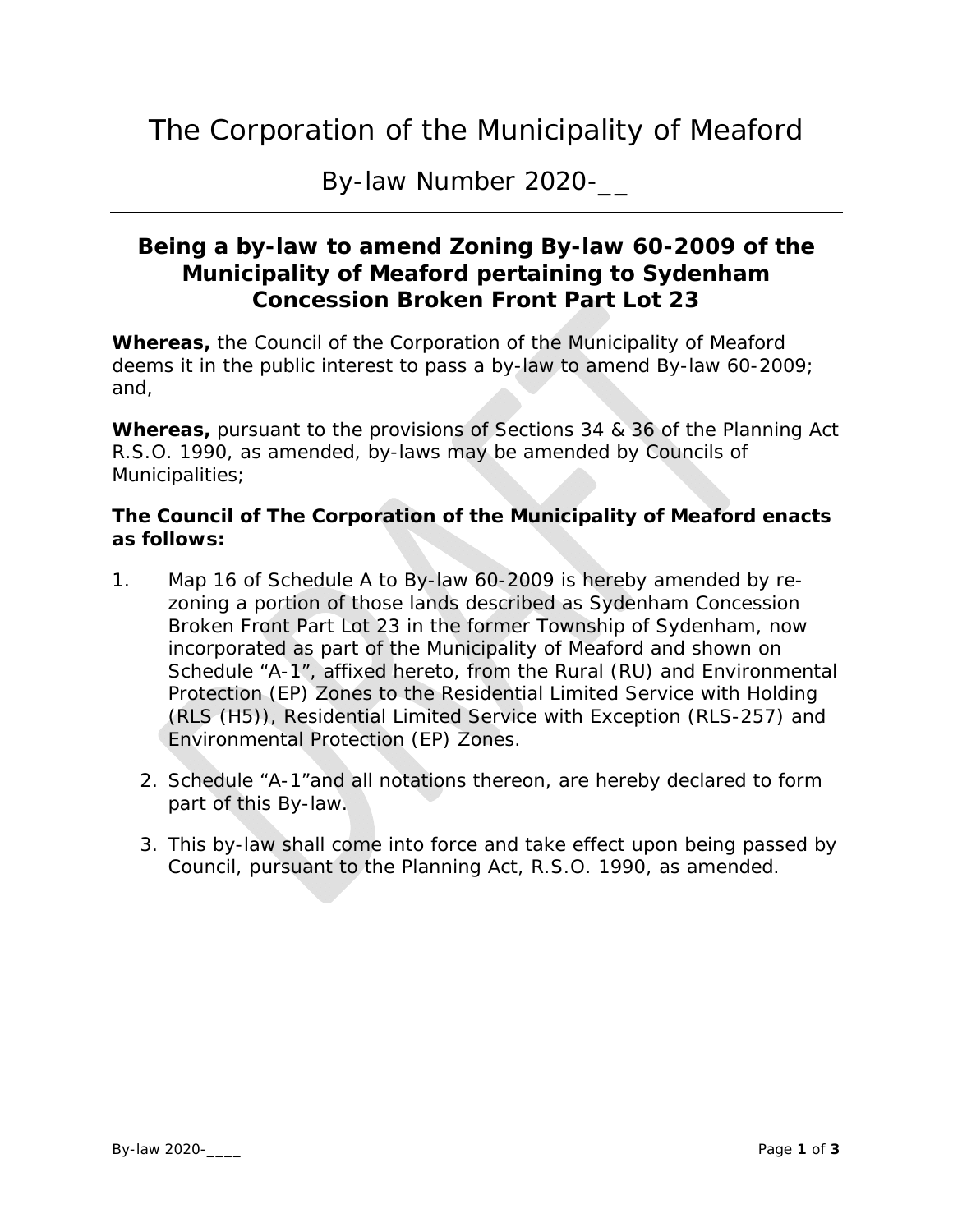# The Corporation of the Municipality of Meaford

## By-law Number 2020-__

### Being a by-law to amend Zoning By-law 60-2009 of the Municipality of Meaford pertaining to Sydenham Concession Broken Front Part Lot 23

**Whereas,** the Council of the Corporation of the Municipality of Meaford deems it in the public interest to pass a by-law to amend By-law 60-2009; and,

**Whereas,** pursuant to the provisions of Sections 34 & 36 of the Planning Act R.S.O. 1990, as amended, by-laws may be amended by Councils of Municipalities;

**The Council of The Corporation of the Municipality of Meaford enacts as follows:**

1. Map 16 of Schedule A to By-law 60-2009 is hereby amended by re-zoning a portion of those lands described as Sydenham Concession Broken Front Part Lot 23 in the former Township of Sydenham, now incorporated as part of the Municipality of Meaford and shown on Schedule "A-1", affixed hereto, from the Rural (RU) and Environmental Protection (EP) Zones to the Residential Limited Service with Holding (RLS (H5)), Residential Limited Service with Exception (RLS-257) and Environmental Protection (EP) Zones.
2. Schedule "A-1"and all notations thereon, are hereby declared to form part of this By-law.
3. This by-law shall come into force and take effect upon being passed by Council, pursuant to the Planning Act, R.S.O. 1990, as amended.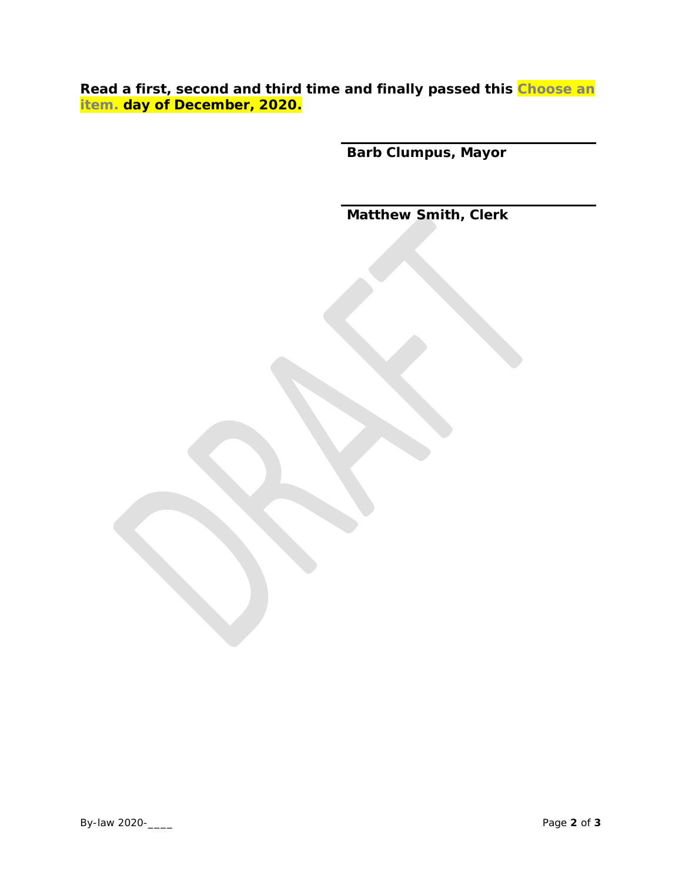**Read a first, second and third time and finally passed this Choose an item. day of December, 2020.**

**Barb Clumpus, Mayor**

**Matthew Smith, Clerk**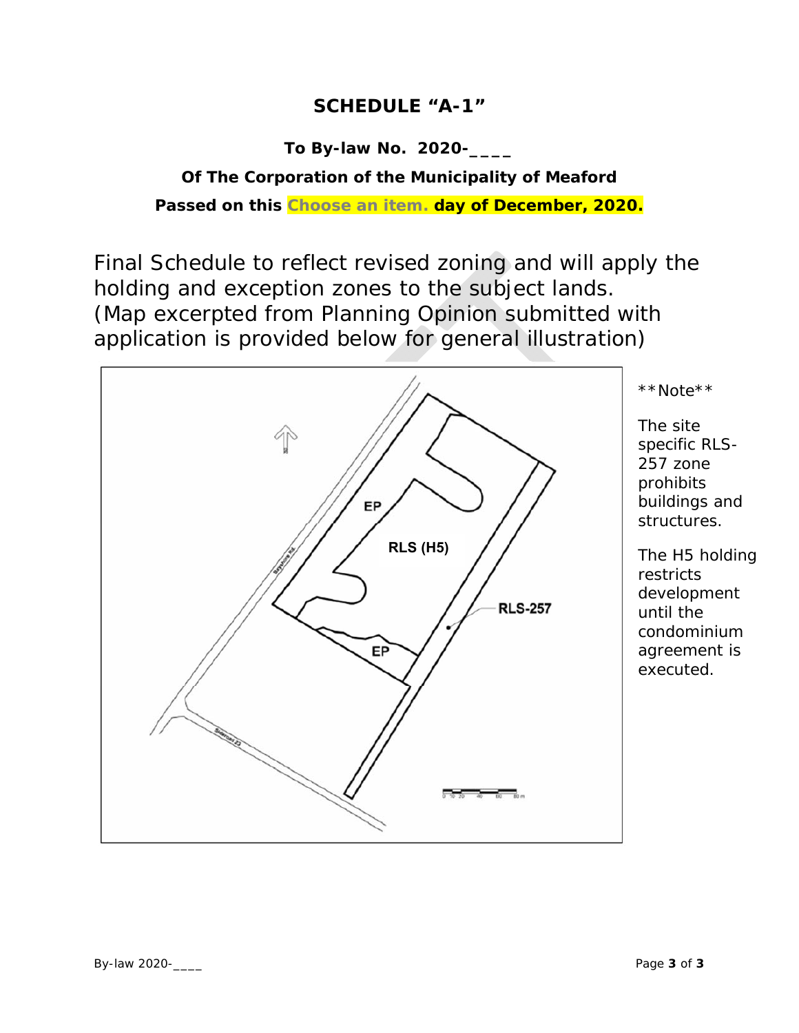# SCHEDULE "A-1"

**To By-law No. 2020-____**

**Of The Corporation of the Municipality of Meaford**

**Passed on this Choose an item. day of December, 2020.**

Final Schedule to reflect revised zoning and will apply the holding and exception zones to the subject lands. (Map excerpted from Planning Opinion submitted with application is provided below for general illustration)

EP

RLS (H5)

RLS-257

EP

Bayshore Rd.

Sideroad 22

0 10 20 40 60 80 m

**Note**

The site specific RLS-257 zone prohibits buildings and structures.

The H5 holding restricts development until the condominium agreement is executed.